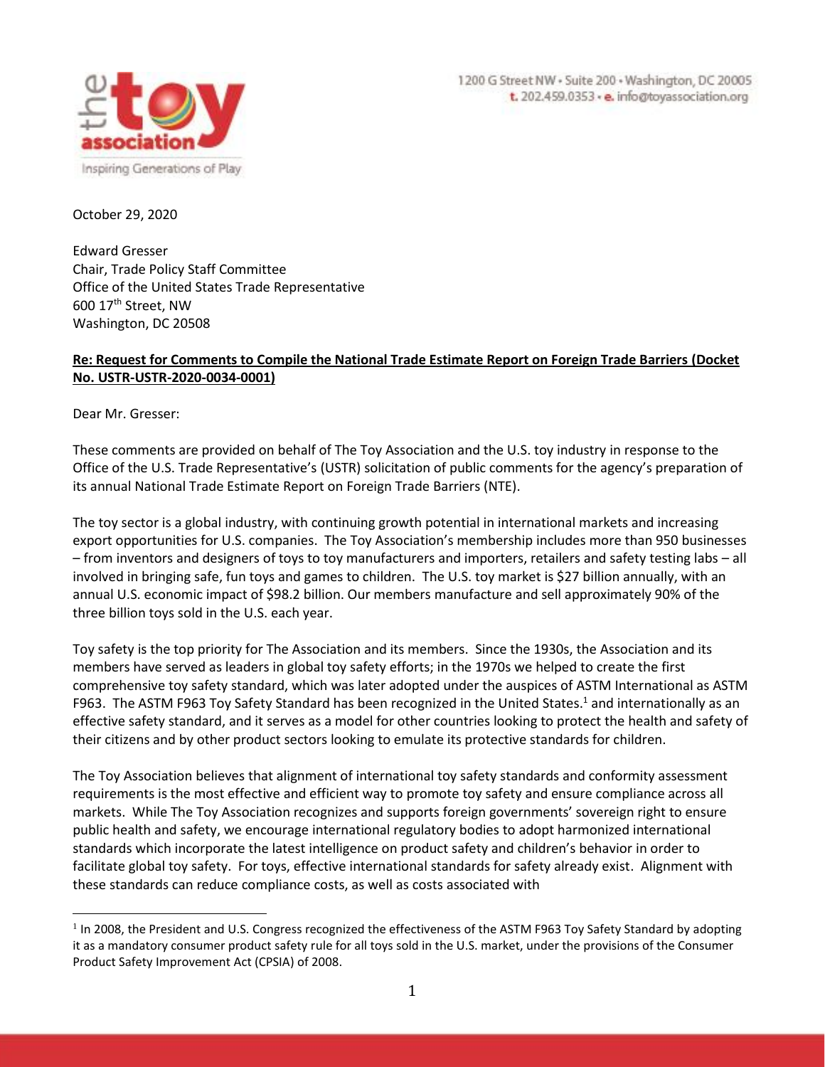1200 G Street NW • Suite 200 • Washington, DC 20005
t. 202.459.0353 • e. info@toyassociation.org

October 29, 2020

Edward Gresser
Chair, Trade Policy Staff Committee
Office of the United States Trade Representative
600 17th Street, NW
Washington, DC 20508

**Re: Request for Comments to Compile the National Trade Estimate Report on Foreign Trade Barriers (Docket No. USTR-USTR-2020-0034-0001)**

Dear Mr. Gresser:

These comments are provided on behalf of The Toy Association and the U.S. toy industry in response to the Office of the U.S. Trade Representative's (USTR) solicitation of public comments for the agency's preparation of its annual National Trade Estimate Report on Foreign Trade Barriers (NTE).

The toy sector is a global industry, with continuing growth potential in international markets and increasing export opportunities for U.S. companies. The Toy Association's membership includes more than 950 businesses – from inventors and designers of toys to toy manufacturers and importers, retailers and safety testing labs – all involved in bringing safe, fun toys and games to children. The U.S. toy market is $27 billion annually, with an annual U.S. economic impact of $98.2 billion. Our members manufacture and sell approximately 90% of the three billion toys sold in the U.S. each year.

Toy safety is the top priority for The Association and its members. Since the 1930s, the Association and its members have served as leaders in global toy safety efforts; in the 1970s we helped to create the first comprehensive toy safety standard, which was later adopted under the auspices of ASTM International as ASTM F963. The ASTM F963 Toy Safety Standard has been recognized in the United States.[1] and internationally as an effective safety standard, and it serves as a model for other countries looking to protect the health and safety of their citizens and by other product sectors looking to emulate its protective standards for children.

The Toy Association believes that alignment of international toy safety standards and conformity assessment requirements is the most effective and efficient way to promote toy safety and ensure compliance across all markets. While The Toy Association recognizes and supports foreign governments' sovereign right to ensure public health and safety, we encourage international regulatory bodies to adopt harmonized international standards which incorporate the latest intelligence on product safety and children's behavior in order to facilitate global toy safety. For toys, effective international standards for safety already exist. Alignment with these standards can reduce compliance costs, as well as costs associated with

[1] In 2008, the President and U.S. Congress recognized the effectiveness of the ASTM F963 Toy Safety Standard by adopting it as a mandatory consumer product safety rule for all toys sold in the U.S. market, under the provisions of the Consumer Product Safety Improvement Act (CPSIA) of 2008.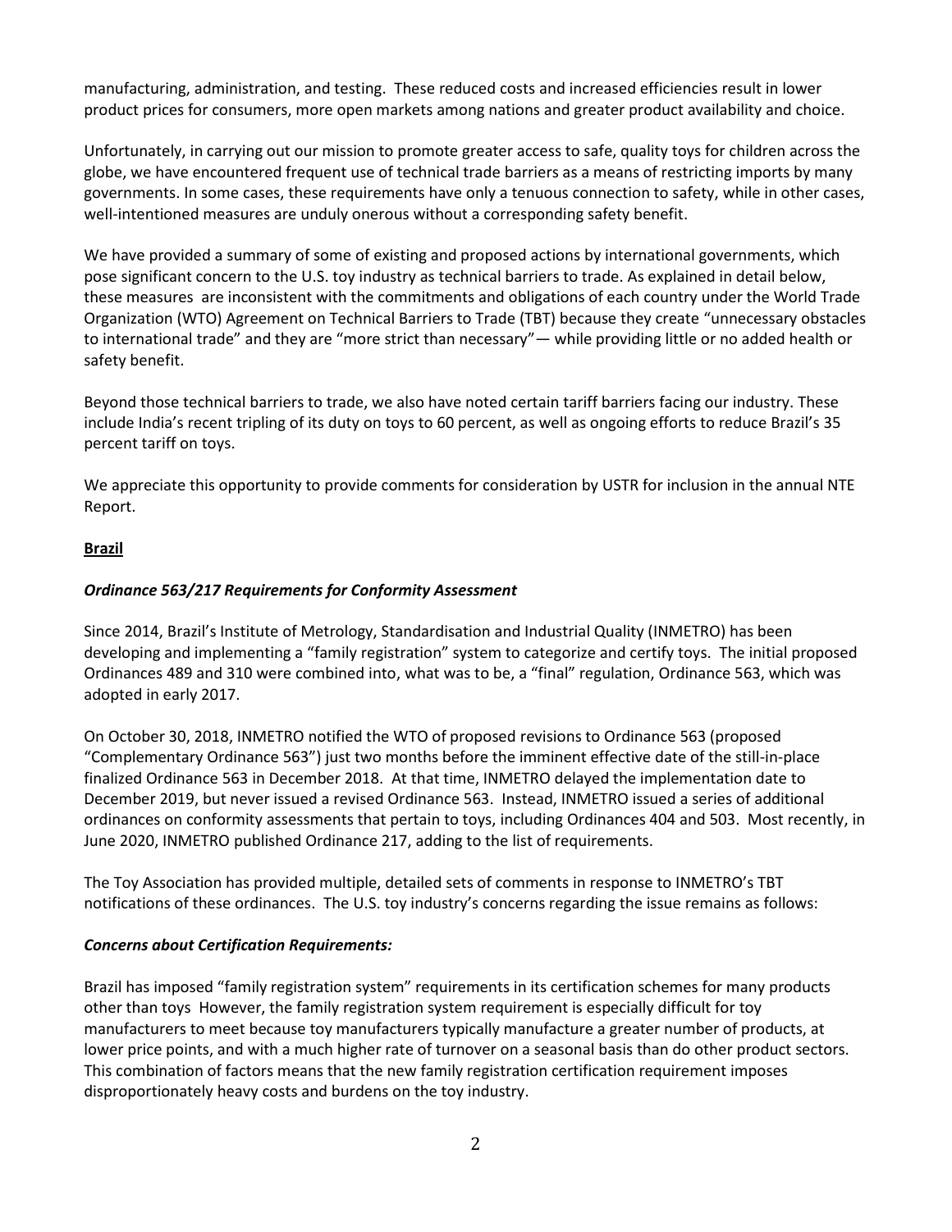manufacturing, administration, and testing. These reduced costs and increased efficiencies result in lower product prices for consumers, more open markets among nations and greater product availability and choice.

Unfortunately, in carrying out our mission to promote greater access to safe, quality toys for children across the globe, we have encountered frequent use of technical trade barriers as a means of restricting imports by many governments. In some cases, these requirements have only a tenuous connection to safety, while in other cases, well-intentioned measures are unduly onerous without a corresponding safety benefit.

We have provided a summary of some of existing and proposed actions by international governments, which pose significant concern to the U.S. toy industry as technical barriers to trade. As explained in detail below, these measures are inconsistent with the commitments and obligations of each country under the World Trade Organization (WTO) Agreement on Technical Barriers to Trade (TBT) because they create "unnecessary obstacles to international trade" and they are "more strict than necessary"— while providing little or no added health or safety benefit.

Beyond those technical barriers to trade, we also have noted certain tariff barriers facing our industry. These include India's recent tripling of its duty on toys to 60 percent, as well as ongoing efforts to reduce Brazil's 35 percent tariff on toys.

We appreciate this opportunity to provide comments for consideration by USTR for inclusion in the annual NTE Report.

**Brazil**

***Ordinance 563/217 Requirements for Conformity Assessment***

Since 2014, Brazil's Institute of Metrology, Standardisation and Industrial Quality (INMETRO) has been developing and implementing a "family registration" system to categorize and certify toys. The initial proposed Ordinances 489 and 310 were combined into, what was to be, a "final" regulation, Ordinance 563, which was adopted in early 2017.

On October 30, 2018, INMETRO notified the WTO of proposed revisions to Ordinance 563 (proposed "Complementary Ordinance 563") just two months before the imminent effective date of the still-in-place finalized Ordinance 563 in December 2018. At that time, INMETRO delayed the implementation date to December 2019, but never issued a revised Ordinance 563. Instead, INMETRO issued a series of additional ordinances on conformity assessments that pertain to toys, including Ordinances 404 and 503. Most recently, in June 2020, INMETRO published Ordinance 217, adding to the list of requirements.

The Toy Association has provided multiple, detailed sets of comments in response to INMETRO's TBT notifications of these ordinances. The U.S. toy industry's concerns regarding the issue remains as follows:

***Concerns about Certification Requirements:***

Brazil has imposed "family registration system" requirements in its certification schemes for many products other than toys However, the family registration system requirement is especially difficult for toy manufacturers to meet because toy manufacturers typically manufacture a greater number of products, at lower price points, and with a much higher rate of turnover on a seasonal basis than do other product sectors. This combination of factors means that the new family registration certification requirement imposes disproportionately heavy costs and burdens on the toy industry.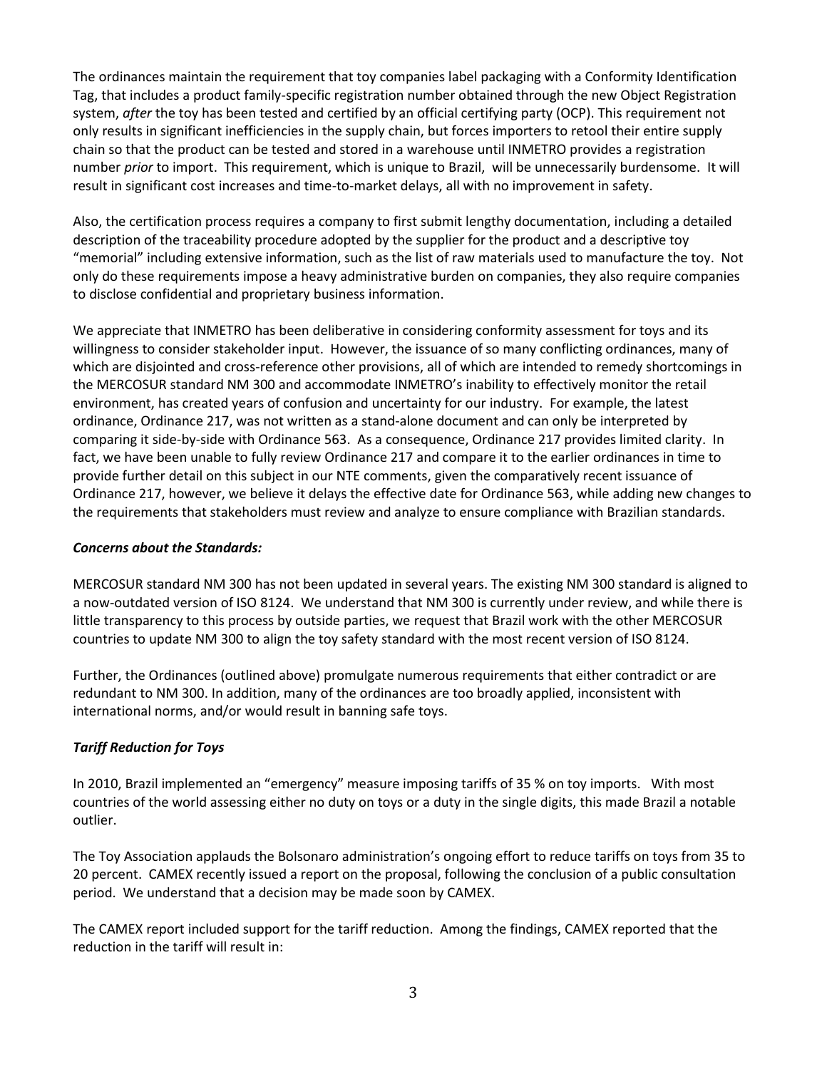The ordinances maintain the requirement that toy companies label packaging with a Conformity Identification Tag, that includes a product family-specific registration number obtained through the new Object Registration system, *after* the toy has been tested and certified by an official certifying party (OCP). This requirement not only results in significant inefficiencies in the supply chain, but forces importers to retool their entire supply chain so that the product can be tested and stored in a warehouse until INMETRO provides a registration number *prior* to import. This requirement, which is unique to Brazil, will be unnecessarily burdensome. It will result in significant cost increases and time-to-market delays, all with no improvement in safety.

Also, the certification process requires a company to first submit lengthy documentation, including a detailed description of the traceability procedure adopted by the supplier for the product and a descriptive toy "memorial" including extensive information, such as the list of raw materials used to manufacture the toy. Not only do these requirements impose a heavy administrative burden on companies, they also require companies to disclose confidential and proprietary business information.

We appreciate that INMETRO has been deliberative in considering conformity assessment for toys and its willingness to consider stakeholder input. However, the issuance of so many conflicting ordinances, many of which are disjointed and cross-reference other provisions, all of which are intended to remedy shortcomings in the MERCOSUR standard NM 300 and accommodate INMETRO's inability to effectively monitor the retail environment, has created years of confusion and uncertainty for our industry. For example, the latest ordinance, Ordinance 217, was not written as a stand-alone document and can only be interpreted by comparing it side-by-side with Ordinance 563. As a consequence, Ordinance 217 provides limited clarity. In fact, we have been unable to fully review Ordinance 217 and compare it to the earlier ordinances in time to provide further detail on this subject in our NTE comments, given the comparatively recent issuance of Ordinance 217, however, we believe it delays the effective date for Ordinance 563, while adding new changes to the requirements that stakeholders must review and analyze to ensure compliance with Brazilian standards.

***Concerns about the Standards:***

MERCOSUR standard NM 300 has not been updated in several years. The existing NM 300 standard is aligned to a now-outdated version of ISO 8124. We understand that NM 300 is currently under review, and while there is little transparency to this process by outside parties, we request that Brazil work with the other MERCOSUR countries to update NM 300 to align the toy safety standard with the most recent version of ISO 8124.

Further, the Ordinances (outlined above) promulgate numerous requirements that either contradict or are redundant to NM 300. In addition, many of the ordinances are too broadly applied, inconsistent with international norms, and/or would result in banning safe toys.

***Tariff Reduction for Toys***

In 2010, Brazil implemented an "emergency" measure imposing tariffs of 35 % on toy imports. With most countries of the world assessing either no duty on toys or a duty in the single digits, this made Brazil a notable outlier.

The Toy Association applauds the Bolsonaro administration's ongoing effort to reduce tariffs on toys from 35 to 20 percent. CAMEX recently issued a report on the proposal, following the conclusion of a public consultation period. We understand that a decision may be made soon by CAMEX.

The CAMEX report included support for the tariff reduction. Among the findings, CAMEX reported that the reduction in the tariff will result in: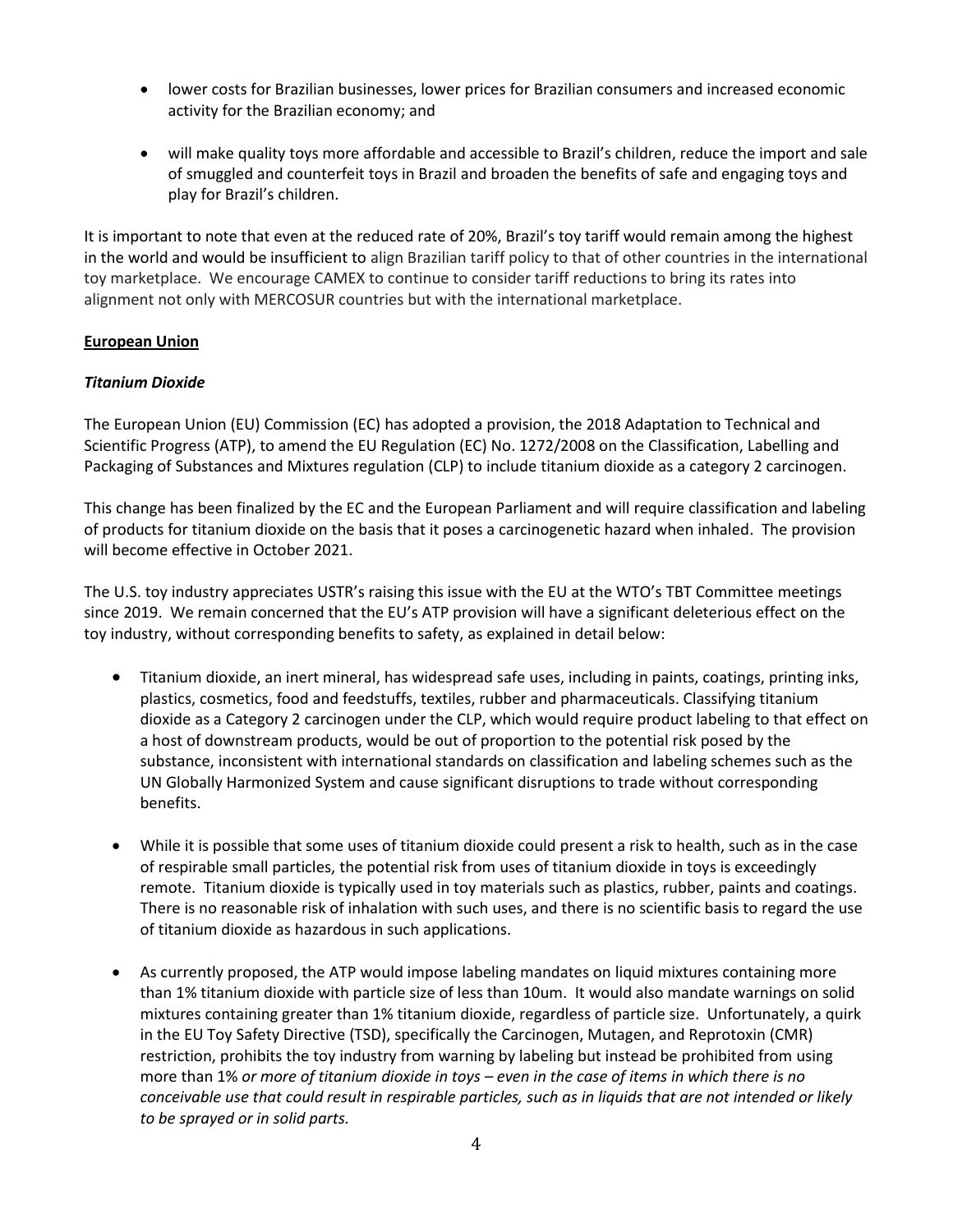- lower costs for Brazilian businesses, lower prices for Brazilian consumers and increased economic activity for the Brazilian economy; and

- will make quality toys more affordable and accessible to Brazil's children, reduce the import and sale of smuggled and counterfeit toys in Brazil and broaden the benefits of safe and engaging toys and play for Brazil's children.

It is important to note that even at the reduced rate of 20%, Brazil's toy tariff would remain among the highest in the world and would be insufficient to align Brazilian tariff policy to that of other countries in the international toy marketplace. We encourage CAMEX to continue to consider tariff reductions to bring its rates into alignment not only with MERCOSUR countries but with the international marketplace.

## European Union

### *Titanium Dioxide*

The European Union (EU) Commission (EC) has adopted a provision, the 2018 Adaptation to Technical and Scientific Progress (ATP), to amend the EU Regulation (EC) No. 1272/2008 on the Classification, Labelling and Packaging of Substances and Mixtures regulation (CLP) to include titanium dioxide as a category 2 carcinogen.

This change has been finalized by the EC and the European Parliament and will require classification and labeling of products for titanium dioxide on the basis that it poses a carcinogenetic hazard when inhaled. The provision will become effective in October 2021.

The U.S. toy industry appreciates USTR's raising this issue with the EU at the WTO's TBT Committee meetings since 2019. We remain concerned that the EU's ATP provision will have a significant deleterious effect on the toy industry, without corresponding benefits to safety, as explained in detail below:

- Titanium dioxide, an inert mineral, has widespread safe uses, including in paints, coatings, printing inks, plastics, cosmetics, food and feedstuffs, textiles, rubber and pharmaceuticals. Classifying titanium dioxide as a Category 2 carcinogen under the CLP, which would require product labeling to that effect on a host of downstream products, would be out of proportion to the potential risk posed by the substance, inconsistent with international standards on classification and labeling schemes such as the UN Globally Harmonized System and cause significant disruptions to trade without corresponding benefits.

- While it is possible that some uses of titanium dioxide could present a risk to health, such as in the case of respirable small particles, the potential risk from uses of titanium dioxide in toys is exceedingly remote. Titanium dioxide is typically used in toy materials such as plastics, rubber, paints and coatings. There is no reasonable risk of inhalation with such uses, and there is no scientific basis to regard the use of titanium dioxide as hazardous in such applications.

- As currently proposed, the ATP would impose labeling mandates on liquid mixtures containing more than 1% titanium dioxide with particle size of less than 10um. It would also mandate warnings on solid mixtures containing greater than 1% titanium dioxide, regardless of particle size. Unfortunately, a quirk in the EU Toy Safety Directive (TSD), specifically the Carcinogen, Mutagen, and Reprotoxin (CMR) restriction, prohibits the toy industry from warning by labeling but instead be prohibited from using more than 1% *or more of titanium dioxide in toys – even in the case of items in which there is no conceivable use that could result in respirable particles, such as in liquids that are not intended or likely to be sprayed or in solid parts.*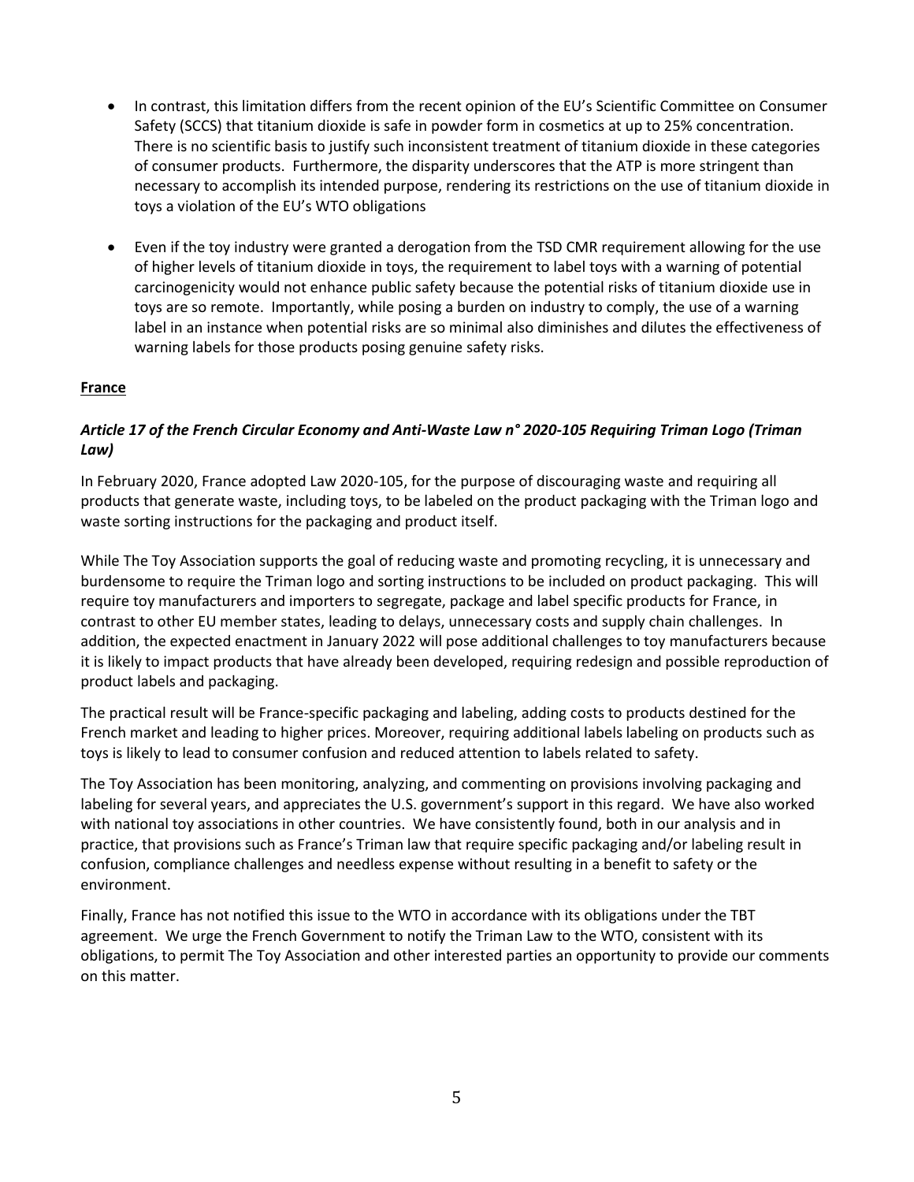- In contrast, this limitation differs from the recent opinion of the EU's Scientific Committee on Consumer Safety (SCCS) that titanium dioxide is safe in powder form in cosmetics at up to 25% concentration. There is no scientific basis to justify such inconsistent treatment of titanium dioxide in these categories of consumer products. Furthermore, the disparity underscores that the ATP is more stringent than necessary to accomplish its intended purpose, rendering its restrictions on the use of titanium dioxide in toys a violation of the EU's WTO obligations

- Even if the toy industry were granted a derogation from the TSD CMR requirement allowing for the use of higher levels of titanium dioxide in toys, the requirement to label toys with a warning of potential carcinogenicity would not enhance public safety because the potential risks of titanium dioxide use in toys are so remote. Importantly, while posing a burden on industry to comply, the use of a warning label in an instance when potential risks are so minimal also diminishes and dilutes the effectiveness of warning labels for those products posing genuine safety risks.

**France**

***Article 17 of the French Circular Economy and Anti-Waste Law n° 2020-105 Requiring Triman Logo (Triman Law)***

In February 2020, France adopted Law 2020-105, for the purpose of discouraging waste and requiring all products that generate waste, including toys, to be labeled on the product packaging with the Triman logo and waste sorting instructions for the packaging and product itself.

While The Toy Association supports the goal of reducing waste and promoting recycling, it is unnecessary and burdensome to require the Triman logo and sorting instructions to be included on product packaging. This will require toy manufacturers and importers to segregate, package and label specific products for France, in contrast to other EU member states, leading to delays, unnecessary costs and supply chain challenges. In addition, the expected enactment in January 2022 will pose additional challenges to toy manufacturers because it is likely to impact products that have already been developed, requiring redesign and possible reproduction of product labels and packaging.

The practical result will be France-specific packaging and labeling, adding costs to products destined for the French market and leading to higher prices. Moreover, requiring additional labels labeling on products such as toys is likely to lead to consumer confusion and reduced attention to labels related to safety.

The Toy Association has been monitoring, analyzing, and commenting on provisions involving packaging and labeling for several years, and appreciates the U.S. government's support in this regard. We have also worked with national toy associations in other countries. We have consistently found, both in our analysis and in practice, that provisions such as France's Triman law that require specific packaging and/or labeling result in confusion, compliance challenges and needless expense without resulting in a benefit to safety or the environment.

Finally, France has not notified this issue to the WTO in accordance with its obligations under the TBT agreement. We urge the French Government to notify the Triman Law to the WTO, consistent with its obligations, to permit The Toy Association and other interested parties an opportunity to provide our comments on this matter.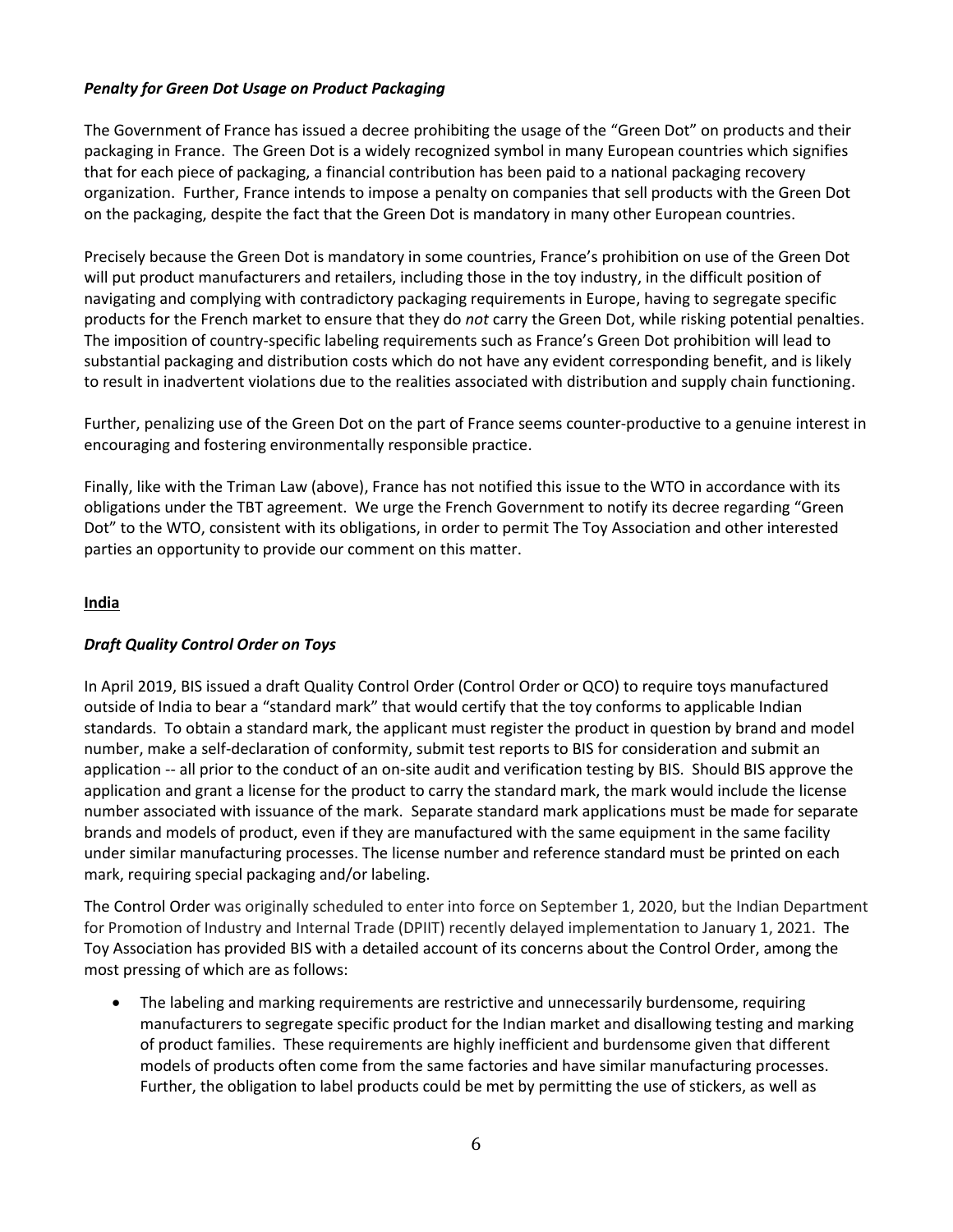***Penalty for Green Dot Usage on Product Packaging***

The Government of France has issued a decree prohibiting the usage of the "Green Dot" on products and their packaging in France. The Green Dot is a widely recognized symbol in many European countries which signifies that for each piece of packaging, a financial contribution has been paid to a national packaging recovery organization. Further, France intends to impose a penalty on companies that sell products with the Green Dot on the packaging, despite the fact that the Green Dot is mandatory in many other European countries.

Precisely because the Green Dot is mandatory in some countries, France's prohibition on use of the Green Dot will put product manufacturers and retailers, including those in the toy industry, in the difficult position of navigating and complying with contradictory packaging requirements in Europe, having to segregate specific products for the French market to ensure that they do *not* carry the Green Dot, while risking potential penalties. The imposition of country-specific labeling requirements such as France's Green Dot prohibition will lead to substantial packaging and distribution costs which do not have any evident corresponding benefit, and is likely to result in inadvertent violations due to the realities associated with distribution and supply chain functioning.

Further, penalizing use of the Green Dot on the part of France seems counter-productive to a genuine interest in encouraging and fostering environmentally responsible practice.

Finally, like with the Triman Law (above), France has not notified this issue to the WTO in accordance with its obligations under the TBT agreement. We urge the French Government to notify its decree regarding "Green Dot" to the WTO, consistent with its obligations, in order to permit The Toy Association and other interested parties an opportunity to provide our comment on this matter.

**India**

***Draft Quality Control Order on Toys***

In April 2019, BIS issued a draft Quality Control Order (Control Order or QCO) to require toys manufactured outside of India to bear a "standard mark" that would certify that the toy conforms to applicable Indian standards. To obtain a standard mark, the applicant must register the product in question by brand and model number, make a self-declaration of conformity, submit test reports to BIS for consideration and submit an application -- all prior to the conduct of an on-site audit and verification testing by BIS. Should BIS approve the application and grant a license for the product to carry the standard mark, the mark would include the license number associated with issuance of the mark. Separate standard mark applications must be made for separate brands and models of product, even if they are manufactured with the same equipment in the same facility under similar manufacturing processes. The license number and reference standard must be printed on each mark, requiring special packaging and/or labeling.

The Control Order was originally scheduled to enter into force on September 1, 2020, but the Indian Department for Promotion of Industry and Internal Trade (DPIIT) recently delayed implementation to January 1, 2021. The Toy Association has provided BIS with a detailed account of its concerns about the Control Order, among the most pressing of which are as follows:

- The labeling and marking requirements are restrictive and unnecessarily burdensome, requiring manufacturers to segregate specific product for the Indian market and disallowing testing and marking of product families. These requirements are highly inefficient and burdensome given that different models of products often come from the same factories and have similar manufacturing processes. Further, the obligation to label products could be met by permitting the use of stickers, as well as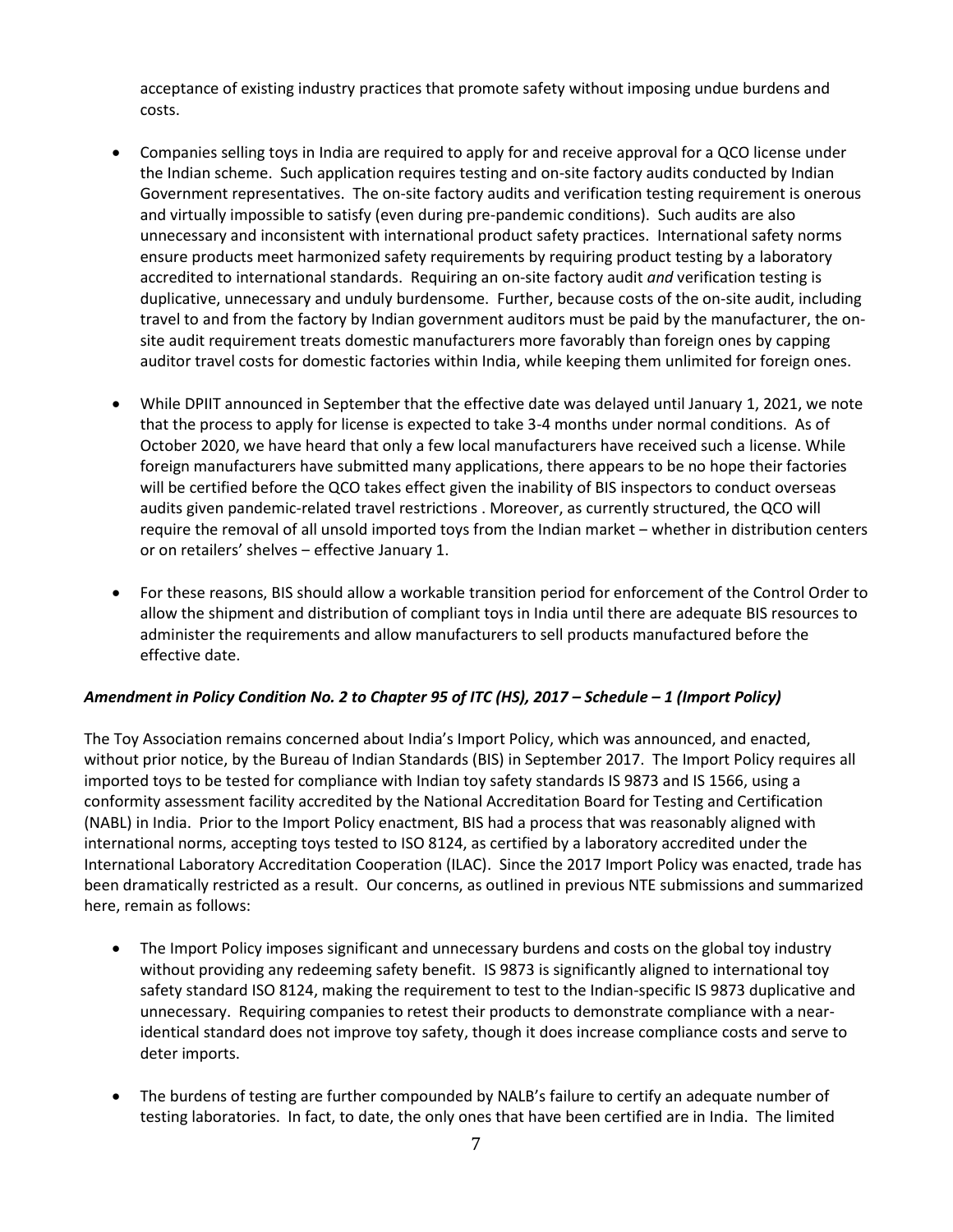acceptance of existing industry practices that promote safety without imposing undue burdens and costs.

- Companies selling toys in India are required to apply for and receive approval for a QCO license under the Indian scheme. Such application requires testing and on-site factory audits conducted by Indian Government representatives. The on-site factory audits and verification testing requirement is onerous and virtually impossible to satisfy (even during pre-pandemic conditions). Such audits are also unnecessary and inconsistent with international product safety practices. International safety norms ensure products meet harmonized safety requirements by requiring product testing by a laboratory accredited to international standards. Requiring an on-site factory audit *and* verification testing is duplicative, unnecessary and unduly burdensome. Further, because costs of the on-site audit, including travel to and from the factory by Indian government auditors must be paid by the manufacturer, the on-site audit requirement treats domestic manufacturers more favorably than foreign ones by capping auditor travel costs for domestic factories within India, while keeping them unlimited for foreign ones.

- While DPIIT announced in September that the effective date was delayed until January 1, 2021, we note that the process to apply for license is expected to take 3-4 months under normal conditions. As of October 2020, we have heard that only a few local manufacturers have received such a license. While foreign manufacturers have submitted many applications, there appears to be no hope their factories will be certified before the QCO takes effect given the inability of BIS inspectors to conduct overseas audits given pandemic-related travel restrictions . Moreover, as currently structured, the QCO will require the removal of all unsold imported toys from the Indian market – whether in distribution centers or on retailers' shelves – effective January 1.

- For these reasons, BIS should allow a workable transition period for enforcement of the Control Order to allow the shipment and distribution of compliant toys in India until there are adequate BIS resources to administer the requirements and allow manufacturers to sell products manufactured before the effective date.

***Amendment in Policy Condition No. 2 to Chapter 95 of ITC (HS), 2017 – Schedule – 1 (Import Policy)***

The Toy Association remains concerned about India's Import Policy, which was announced, and enacted, without prior notice, by the Bureau of Indian Standards (BIS) in September 2017. The Import Policy requires all imported toys to be tested for compliance with Indian toy safety standards IS 9873 and IS 1566, using a conformity assessment facility accredited by the National Accreditation Board for Testing and Certification (NABL) in India. Prior to the Import Policy enactment, BIS had a process that was reasonably aligned with international norms, accepting toys tested to ISO 8124, as certified by a laboratory accredited under the International Laboratory Accreditation Cooperation (ILAC). Since the 2017 Import Policy was enacted, trade has been dramatically restricted as a result. Our concerns, as outlined in previous NTE submissions and summarized here, remain as follows:

- The Import Policy imposes significant and unnecessary burdens and costs on the global toy industry without providing any redeeming safety benefit. IS 9873 is significantly aligned to international toy safety standard ISO 8124, making the requirement to test to the Indian-specific IS 9873 duplicative and unnecessary. Requiring companies to retest their products to demonstrate compliance with a near-identical standard does not improve toy safety, though it does increase compliance costs and serve to deter imports.

- The burdens of testing are further compounded by NALB's failure to certify an adequate number of testing laboratories. In fact, to date, the only ones that have been certified are in India. The limited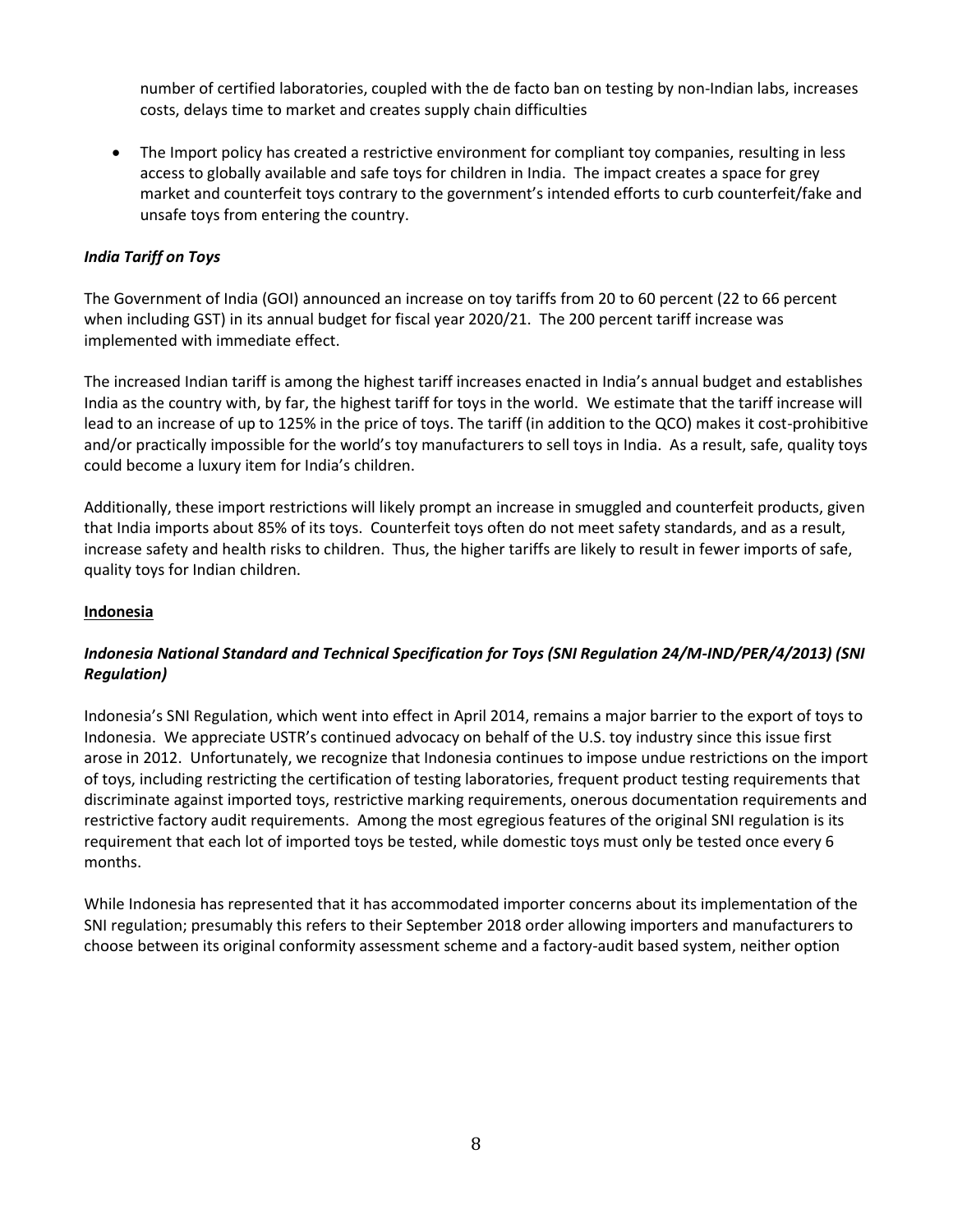number of certified laboratories, coupled with the de facto ban on testing by non-Indian labs, increases costs, delays time to market and creates supply chain difficulties

- The Import policy has created a restrictive environment for compliant toy companies, resulting in less access to globally available and safe toys for children in India. The impact creates a space for grey market and counterfeit toys contrary to the government's intended efforts to curb counterfeit/fake and unsafe toys from entering the country.

### *India Tariff on Toys*

The Government of India (GOI) announced an increase on toy tariffs from 20 to 60 percent (22 to 66 percent when including GST) in its annual budget for fiscal year 2020/21. The 200 percent tariff increase was implemented with immediate effect.

The increased Indian tariff is among the highest tariff increases enacted in India's annual budget and establishes India as the country with, by far, the highest tariff for toys in the world. We estimate that the tariff increase will lead to an increase of up to 125% in the price of toys. The tariff (in addition to the QCO) makes it cost-prohibitive and/or practically impossible for the world's toy manufacturers to sell toys in India. As a result, safe, quality toys could become a luxury item for India's children.

Additionally, these import restrictions will likely prompt an increase in smuggled and counterfeit products, given that India imports about 85% of its toys. Counterfeit toys often do not meet safety standards, and as a result, increase safety and health risks to children. Thus, the higher tariffs are likely to result in fewer imports of safe, quality toys for Indian children.

## Indonesia

### *Indonesia National Standard and Technical Specification for Toys (SNI Regulation 24/M-IND/PER/4/2013) (SNI Regulation)*

Indonesia's SNI Regulation, which went into effect in April 2014, remains a major barrier to the export of toys to Indonesia. We appreciate USTR's continued advocacy on behalf of the U.S. toy industry since this issue first arose in 2012. Unfortunately, we recognize that Indonesia continues to impose undue restrictions on the import of toys, including restricting the certification of testing laboratories, frequent product testing requirements that discriminate against imported toys, restrictive marking requirements, onerous documentation requirements and restrictive factory audit requirements. Among the most egregious features of the original SNI regulation is its requirement that each lot of imported toys be tested, while domestic toys must only be tested once every 6 months.

While Indonesia has represented that it has accommodated importer concerns about its implementation of the SNI regulation; presumably this refers to their September 2018 order allowing importers and manufacturers to choose between its original conformity assessment scheme and a factory-audit based system, neither option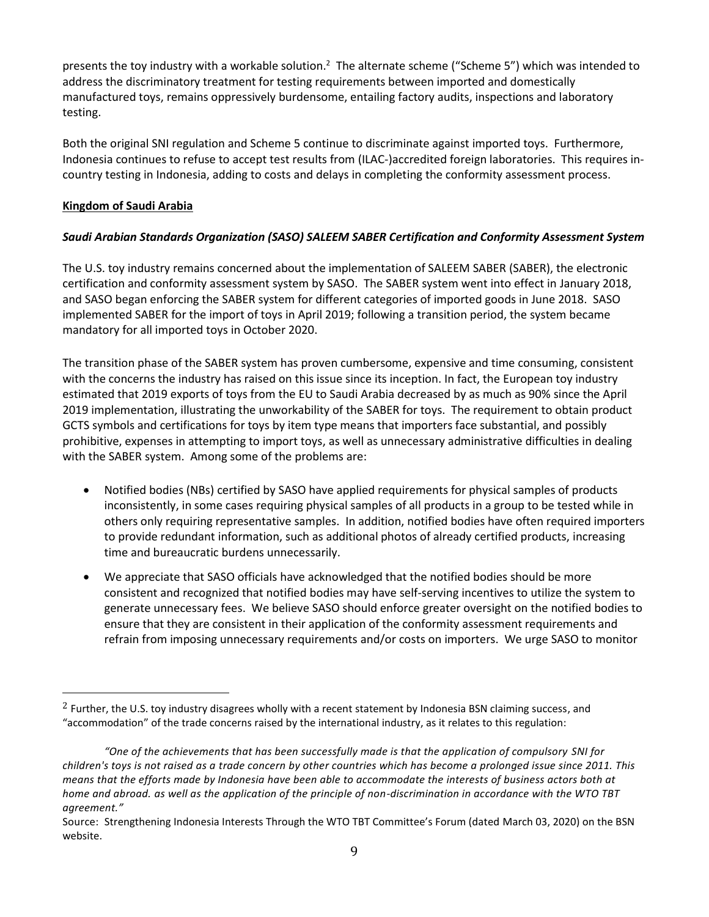presents the toy industry with a workable solution.[2] The alternate scheme ("Scheme 5") which was intended to address the discriminatory treatment for testing requirements between imported and domestically manufactured toys, remains oppressively burdensome, entailing factory audits, inspections and laboratory testing.

Both the original SNI regulation and Scheme 5 continue to discriminate against imported toys. Furthermore, Indonesia continues to refuse to accept test results from (ILAC-)accredited foreign laboratories. This requires in-country testing in Indonesia, adding to costs and delays in completing the conformity assessment process.

## Kingdom of Saudi Arabia

### *Saudi Arabian Standards Organization (SASO) SALEEM SABER Certification and Conformity Assessment System*

The U.S. toy industry remains concerned about the implementation of SALEEM SABER (SABER), the electronic certification and conformity assessment system by SASO. The SABER system went into effect in January 2018, and SASO began enforcing the SABER system for different categories of imported goods in June 2018. SASO implemented SABER for the import of toys in April 2019; following a transition period, the system became mandatory for all imported toys in October 2020.

The transition phase of the SABER system has proven cumbersome, expensive and time consuming, consistent with the concerns the industry has raised on this issue since its inception. In fact, the European toy industry estimated that 2019 exports of toys from the EU to Saudi Arabia decreased by as much as 90% since the April 2019 implementation, illustrating the unworkability of the SABER for toys. The requirement to obtain product GCTS symbols and certifications for toys by item type means that importers face substantial, and possibly prohibitive, expenses in attempting to import toys, as well as unnecessary administrative difficulties in dealing with the SABER system. Among some of the problems are:

- Notified bodies (NBs) certified by SASO have applied requirements for physical samples of products inconsistently, in some cases requiring physical samples of all products in a group to be tested while in others only requiring representative samples. In addition, notified bodies have often required importers to provide redundant information, such as additional photos of already certified products, increasing time and bureaucratic burdens unnecessarily.
- We appreciate that SASO officials have acknowledged that the notified bodies should be more consistent and recognized that notified bodies may have self-serving incentives to utilize the system to generate unnecessary fees. We believe SASO should enforce greater oversight on the notified bodies to ensure that they are consistent in their application of the conformity assessment requirements and refrain from imposing unnecessary requirements and/or costs on importers. We urge SASO to monitor

---

[2] Further, the U.S. toy industry disagrees wholly with a recent statement by Indonesia BSN claiming success, and "accommodation" of the trade concerns raised by the international industry, as it relates to this regulation:

> *"One of the achievements that has been successfully made is that the application of compulsory SNI for children's toys is not raised as a trade concern by other countries which has become a prolonged issue since 2011. This means that the efforts made by Indonesia have been able to accommodate the interests of business actors both at home and abroad. as well as the application of the principle of non-discrimination in accordance with the WTO TBT agreement."*

Source: Strengthening Indonesia Interests Through the WTO TBT Committee's Forum (dated March 03, 2020) on the BSN website.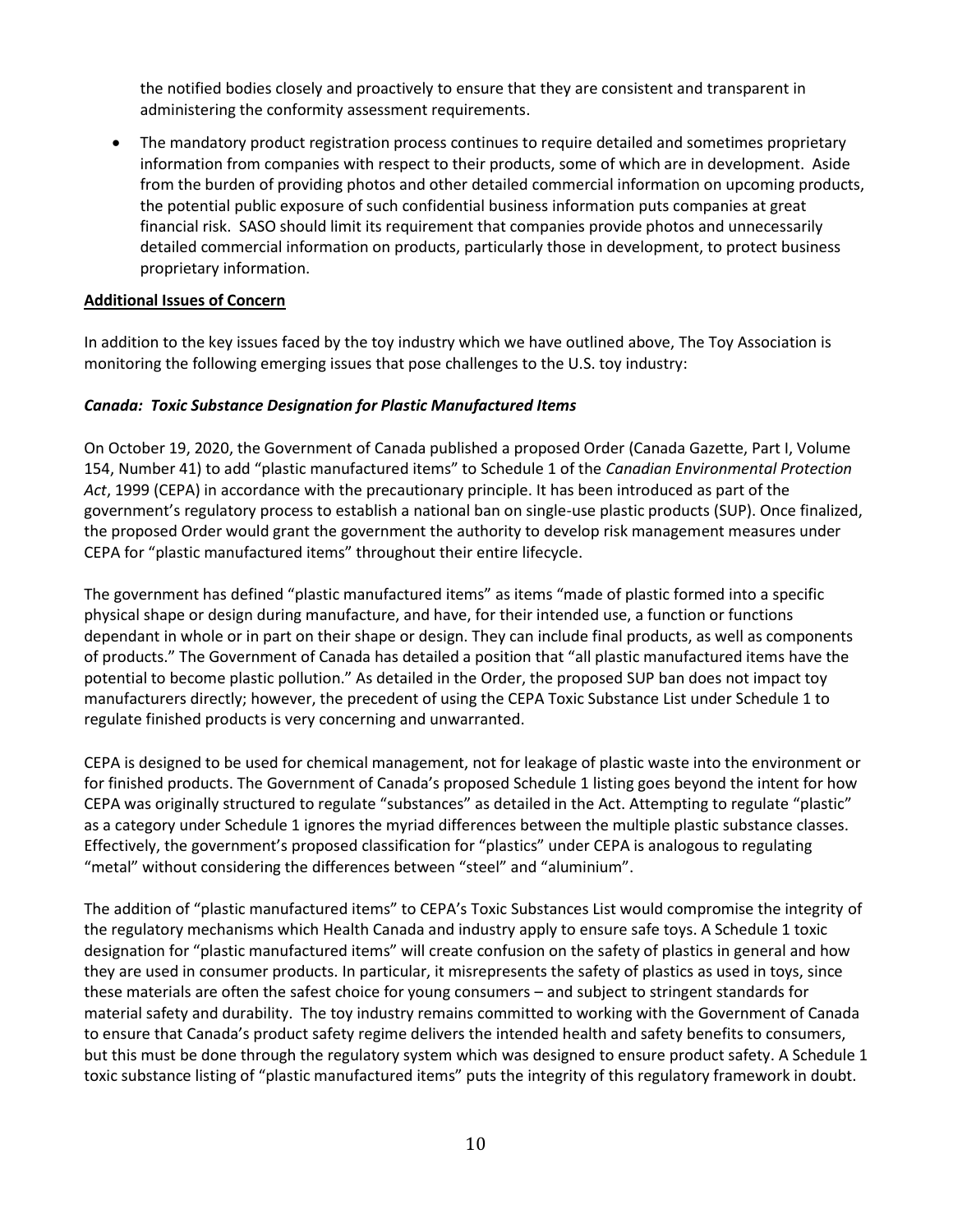the notified bodies closely and proactively to ensure that they are consistent and transparent in administering the conformity assessment requirements.

- The mandatory product registration process continues to require detailed and sometimes proprietary information from companies with respect to their products, some of which are in development. Aside from the burden of providing photos and other detailed commercial information on upcoming products, the potential public exposure of such confidential business information puts companies at great financial risk. SASO should limit its requirement that companies provide photos and unnecessarily detailed commercial information on products, particularly those in development, to protect business proprietary information.

**Additional Issues of Concern**

In addition to the key issues faced by the toy industry which we have outlined above, The Toy Association is monitoring the following emerging issues that pose challenges to the U.S. toy industry:

***Canada: Toxic Substance Designation for Plastic Manufactured Items***

On October 19, 2020, the Government of Canada published a proposed Order (Canada Gazette, Part I, Volume 154, Number 41) to add "plastic manufactured items" to Schedule 1 of the *Canadian Environmental Protection Act*, 1999 (CEPA) in accordance with the precautionary principle. It has been introduced as part of the government's regulatory process to establish a national ban on single-use plastic products (SUP). Once finalized, the proposed Order would grant the government the authority to develop risk management measures under CEPA for "plastic manufactured items" throughout their entire lifecycle.

The government has defined "plastic manufactured items" as items "made of plastic formed into a specific physical shape or design during manufacture, and have, for their intended use, a function or functions dependant in whole or in part on their shape or design. They can include final products, as well as components of products." The Government of Canada has detailed a position that "all plastic manufactured items have the potential to become plastic pollution." As detailed in the Order, the proposed SUP ban does not impact toy manufacturers directly; however, the precedent of using the CEPA Toxic Substance List under Schedule 1 to regulate finished products is very concerning and unwarranted.

CEPA is designed to be used for chemical management, not for leakage of plastic waste into the environment or for finished products. The Government of Canada's proposed Schedule 1 listing goes beyond the intent for how CEPA was originally structured to regulate "substances" as detailed in the Act. Attempting to regulate "plastic" as a category under Schedule 1 ignores the myriad differences between the multiple plastic substance classes. Effectively, the government's proposed classification for "plastics" under CEPA is analogous to regulating "metal" without considering the differences between "steel" and "aluminium".

The addition of "plastic manufactured items" to CEPA's Toxic Substances List would compromise the integrity of the regulatory mechanisms which Health Canada and industry apply to ensure safe toys. A Schedule 1 toxic designation for "plastic manufactured items" will create confusion on the safety of plastics in general and how they are used in consumer products. In particular, it misrepresents the safety of plastics as used in toys, since these materials are often the safest choice for young consumers – and subject to stringent standards for material safety and durability. The toy industry remains committed to working with the Government of Canada to ensure that Canada's product safety regime delivers the intended health and safety benefits to consumers, but this must be done through the regulatory system which was designed to ensure product safety. A Schedule 1 toxic substance listing of "plastic manufactured items" puts the integrity of this regulatory framework in doubt.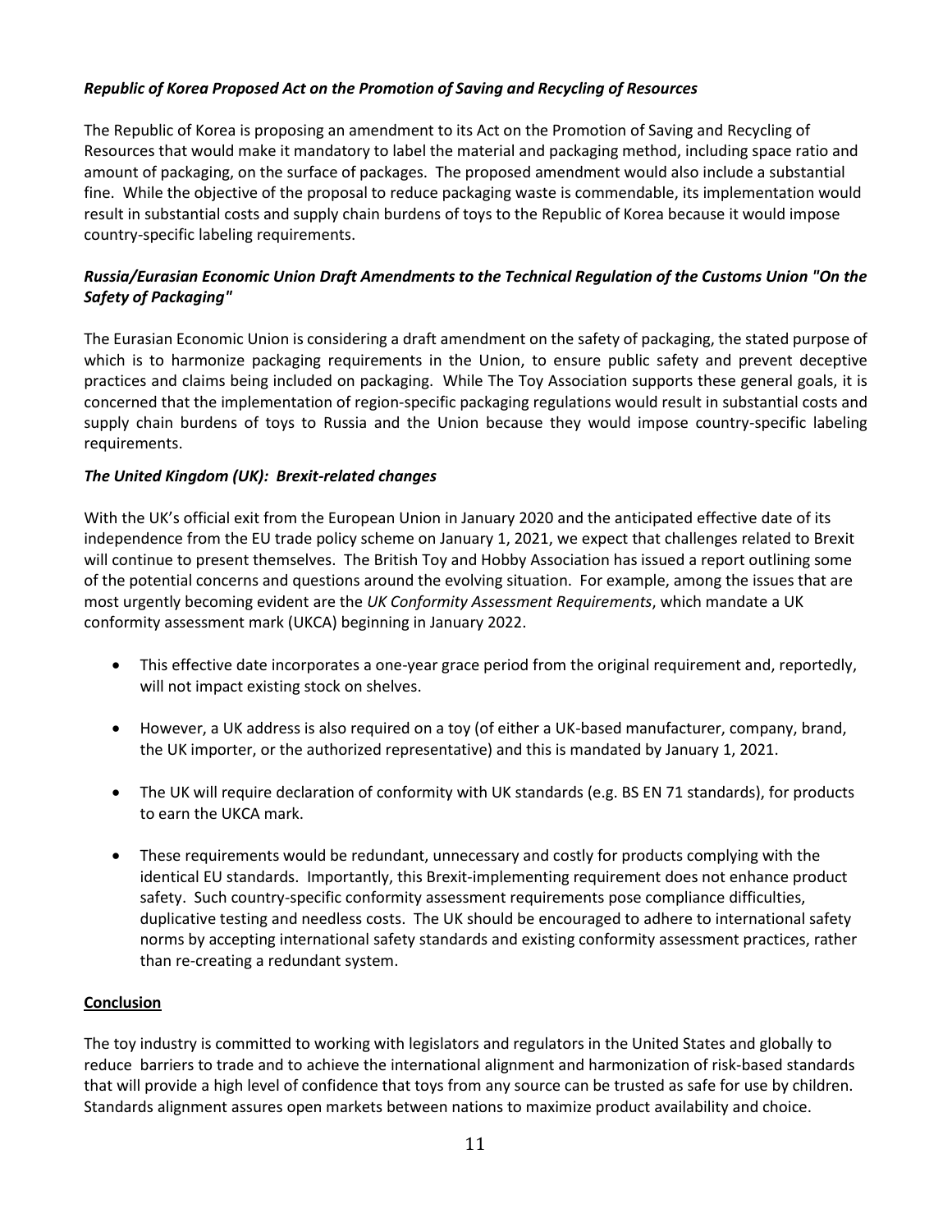***Republic of Korea Proposed Act on the Promotion of Saving and Recycling of Resources***

The Republic of Korea is proposing an amendment to its Act on the Promotion of Saving and Recycling of Resources that would make it mandatory to label the material and packaging method, including space ratio and amount of packaging, on the surface of packages. The proposed amendment would also include a substantial fine. While the objective of the proposal to reduce packaging waste is commendable, its implementation would result in substantial costs and supply chain burdens of toys to the Republic of Korea because it would impose country-specific labeling requirements.

***Russia/Eurasian Economic Union Draft Amendments to the Technical Regulation of the Customs Union "On the Safety of Packaging"***

The Eurasian Economic Union is considering a draft amendment on the safety of packaging, the stated purpose of which is to harmonize packaging requirements in the Union, to ensure public safety and prevent deceptive practices and claims being included on packaging. While The Toy Association supports these general goals, it is concerned that the implementation of region-specific packaging regulations would result in substantial costs and supply chain burdens of toys to Russia and the Union because they would impose country-specific labeling requirements.

***The United Kingdom (UK): Brexit-related changes***

With the UK's official exit from the European Union in January 2020 and the anticipated effective date of its independence from the EU trade policy scheme on January 1, 2021, we expect that challenges related to Brexit will continue to present themselves. The British Toy and Hobby Association has issued a report outlining some of the potential concerns and questions around the evolving situation. For example, among the issues that are most urgently becoming evident are the *UK Conformity Assessment Requirements*, which mandate a UK conformity assessment mark (UKCA) beginning in January 2022.

- This effective date incorporates a one-year grace period from the original requirement and, reportedly, will not impact existing stock on shelves.
- However, a UK address is also required on a toy (of either a UK-based manufacturer, company, brand, the UK importer, or the authorized representative) and this is mandated by January 1, 2021.
- The UK will require declaration of conformity with UK standards (e.g. BS EN 71 standards), for products to earn the UKCA mark.
- These requirements would be redundant, unnecessary and costly for products complying with the identical EU standards. Importantly, this Brexit-implementing requirement does not enhance product safety. Such country-specific conformity assessment requirements pose compliance difficulties, duplicative testing and needless costs. The UK should be encouraged to adhere to international safety norms by accepting international safety standards and existing conformity assessment practices, rather than re-creating a redundant system.

**Conclusion**

The toy industry is committed to working with legislators and regulators in the United States and globally to reduce barriers to trade and to achieve the international alignment and harmonization of risk-based standards that will provide a high level of confidence that toys from any source can be trusted as safe for use by children. Standards alignment assures open markets between nations to maximize product availability and choice.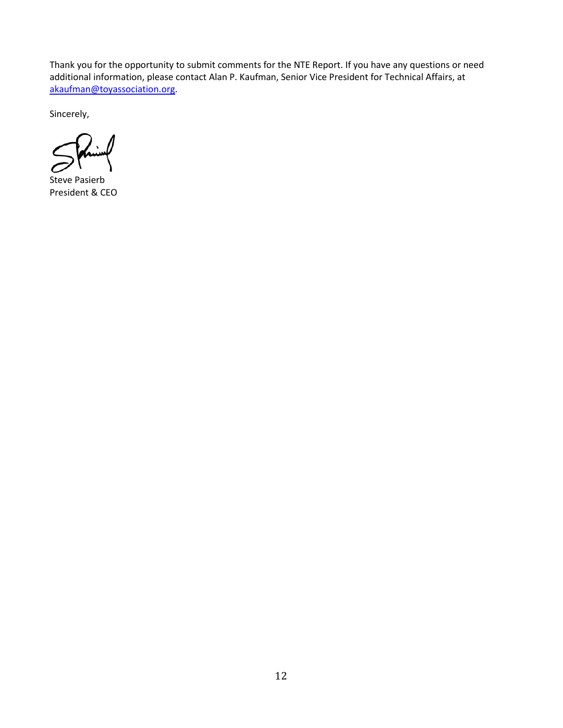Thank you for the opportunity to submit comments for the NTE Report. If you have any questions or need additional information, please contact Alan P. Kaufman, Senior Vice President for Technical Affairs, at akaufman@toyassociation.org.

Sincerely,

Steve Pasierb  
President & CEO